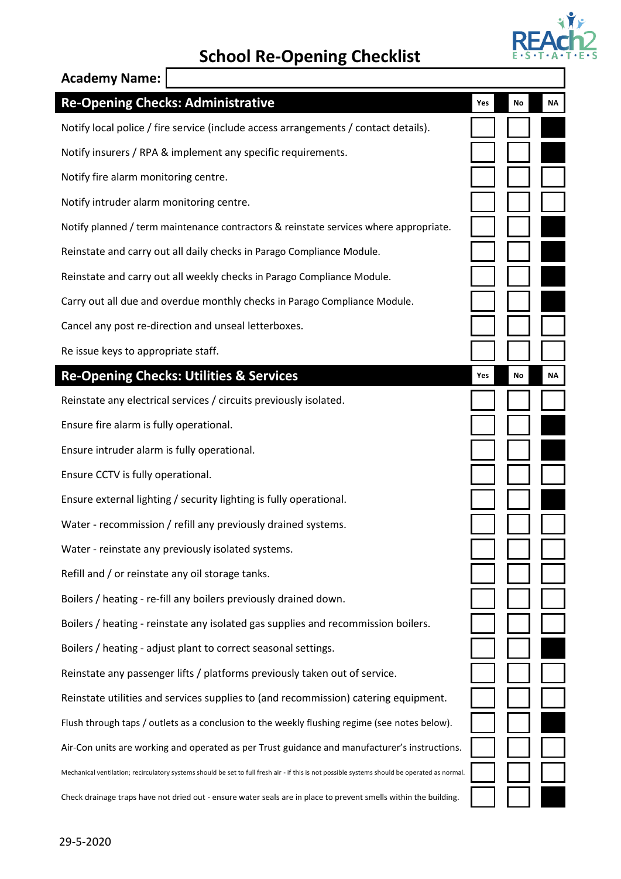# School Re-Opening Checklist

**Academy Name:**

| Re-Opening Checks: Administrative | Yes | No | NA |
|---|---|---|---|
| Notify local police / fire service (include access arrangements / contact details). | | | |
| Notify insurers / RPA & implement any specific requirements. | | | |
| Notify fire alarm monitoring centre. | | | |
| Notify intruder alarm monitoring centre. | | | |
| Notify planned / term maintenance contractors & reinstate services where appropriate. | | | |
| Reinstate and carry out all daily checks in Parago Compliance Module. | | | |
| Reinstate and carry out all weekly checks in Parago Compliance Module. | | | |
| Carry out all due and overdue monthly checks in Parago Compliance Module. | | | |
| Cancel any post re-direction and unseal letterboxes. | | | |
| Re issue keys to appropriate staff. | | | |

| Re-Opening Checks: Utilities & Services | Yes | No | NA |
|---|---|---|---|
| Reinstate any electrical services / circuits previously isolated. | | | |
| Ensure fire alarm is fully operational. | | | |
| Ensure intruder alarm is fully operational. | | | |
| Ensure CCTV is fully operational. | | | |
| Ensure external lighting / security lighting is fully operational. | | | |
| Water - recommission / refill any previously drained systems. | | | |
| Water - reinstate any previously isolated systems. | | | |
| Refill and / or reinstate any oil storage tanks. | | | |
| Boilers / heating - re-fill any boilers previously drained down. | | | |
| Boilers / heating - reinstate any isolated gas supplies and recommission boilers. | | | |
| Boilers / heating - adjust plant to correct seasonal settings. | | | |
| Reinstate any passenger lifts / platforms previously taken out of service. | | | |
| Reinstate utilities and services supplies to (and recommission) catering equipment. | | | |
| Flush through taps / outlets as a conclusion to the weekly flushing regime (see notes below). | | | |
| Air-Con units are working and operated as per Trust guidance and manufacturer's instructions. | | | |
| Mechanical ventilation; recirculatory systems should be set to full fresh air - if this is not possible systems should be operated as normal. | | | |
| Check drainage traps have not dried out - ensure water seals are in place to prevent smells within the building. | | | |

29-5-2020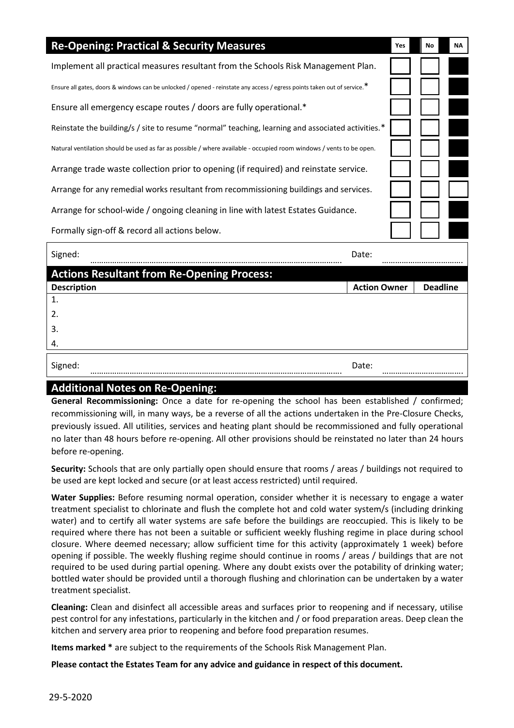## Re-Opening: Practical & Security Measures

| Re-Opening: Practical & Security Measures | Yes | No | NA |
|---|---|---|---|
| Implement all practical measures resultant from the Schools Risk Management Plan. | | | |
| Ensure all gates, doors & windows can be unlocked / opened - reinstate any access / egress points taken out of service.* | | | |
| Ensure all emergency escape routes / doors are fully operational.* | | | |
| Reinstate the building/s / site to resume "normal" teaching, learning and associated activities.* | | | |
| Natural ventilation should be used as far as possible / where available - occupied room windows / vents to be open. | | | |
| Arrange trade waste collection prior to opening (if required) and reinstate service. | | | |
| Arrange for any remedial works resultant from recommissioning buildings and services. | | | |
| Arrange for school-wide / ongoing cleaning in line with latest Estates Guidance. | | | |
| Formally sign-off & record all actions below. | | | |

Signed: ……………………………………………………………………………………………… Date: ………………………………

## Actions Resultant from Re-Opening Process:

| Description | Action Owner | Deadline |
|---|---|---|
| 1. | | |
| 2. | | |
| 3. | | |
| 4. | | |

Signed: ……………………………………………………………………………………………… Date: ………………………………

## Additional Notes on Re-Opening:

**General Recommissioning:** Once a date for re-opening the school has been established / confirmed; recommissioning will, in many ways, be a reverse of all the actions undertaken in the Pre-Closure Checks, previously issued. All utilities, services and heating plant should be recommissioned and fully operational no later than 48 hours before re-opening. All other provisions should be reinstated no later than 24 hours before re-opening.

**Security:** Schools that are only partially open should ensure that rooms / areas / buildings not required to be used are kept locked and secure (or at least access restricted) until required.

**Water Supplies:** Before resuming normal operation, consider whether it is necessary to engage a water treatment specialist to chlorinate and flush the complete hot and cold water system/s (including drinking water) and to certify all water systems are safe before the buildings are reoccupied. This is likely to be required where there has not been a suitable or sufficient weekly flushing regime in place during school closure. Where deemed necessary; allow sufficient time for this activity (approximately 1 week) before opening if possible. The weekly flushing regime should continue in rooms / areas / buildings that are not required to be used during partial opening. Where any doubt exists over the potability of drinking water; bottled water should be provided until a thorough flushing and chlorination can be undertaken by a water treatment specialist.

**Cleaning:** Clean and disinfect all accessible areas and surfaces prior to reopening and if necessary, utilise pest control for any infestations, particularly in the kitchen and / or food preparation areas. Deep clean the kitchen and servery area prior to reopening and before food preparation resumes.

**Items marked *** are subject to the requirements of the Schools Risk Management Plan.

**Please contact the Estates Team for any advice and guidance in respect of this document.**

29-5-2020